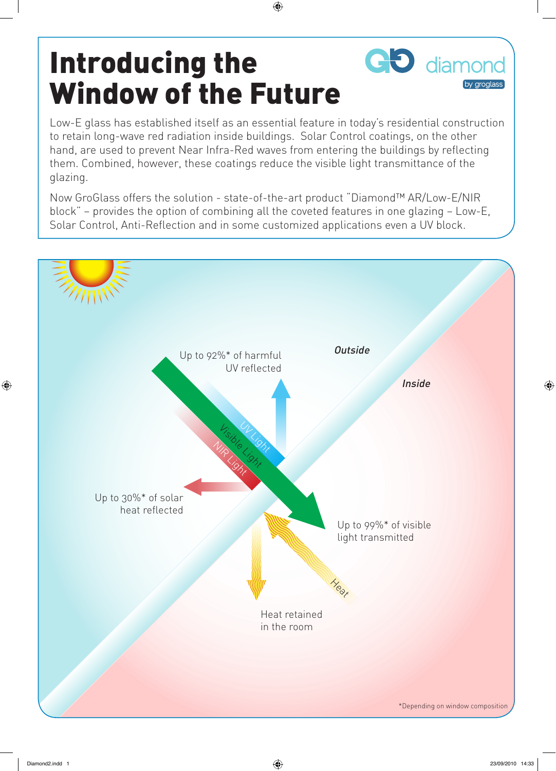# Introducing the Window of the Future

GO diamond
by groglass

Low-E glass has established itself as an essential feature in today's residential construction to retain long-wave red radiation inside buildings. Solar Control coatings, on the other hand, are used to prevent Near Infra-Red waves from entering the buildings by reflecting them. Combined, however, these coatings reduce the visible light transmittance of the glazing.

Now GroGlass offers the solution - state-of-the-art product "Diamond™ AR/Low-E/NIR block" – provides the option of combining all the coveted features in one glazing – Low-E, Solar Control, Anti-Reflection and in some customized applications even a UV block.

Up to 92%* of harmful UV reflected

*Outside*

*Inside*

UV Light

Visible Light

NIR Light

Up to 30%* of solar heat reflected

Up to 99%* of visible light transmitted

Heat

Heat retained in the room

*Depending on window composition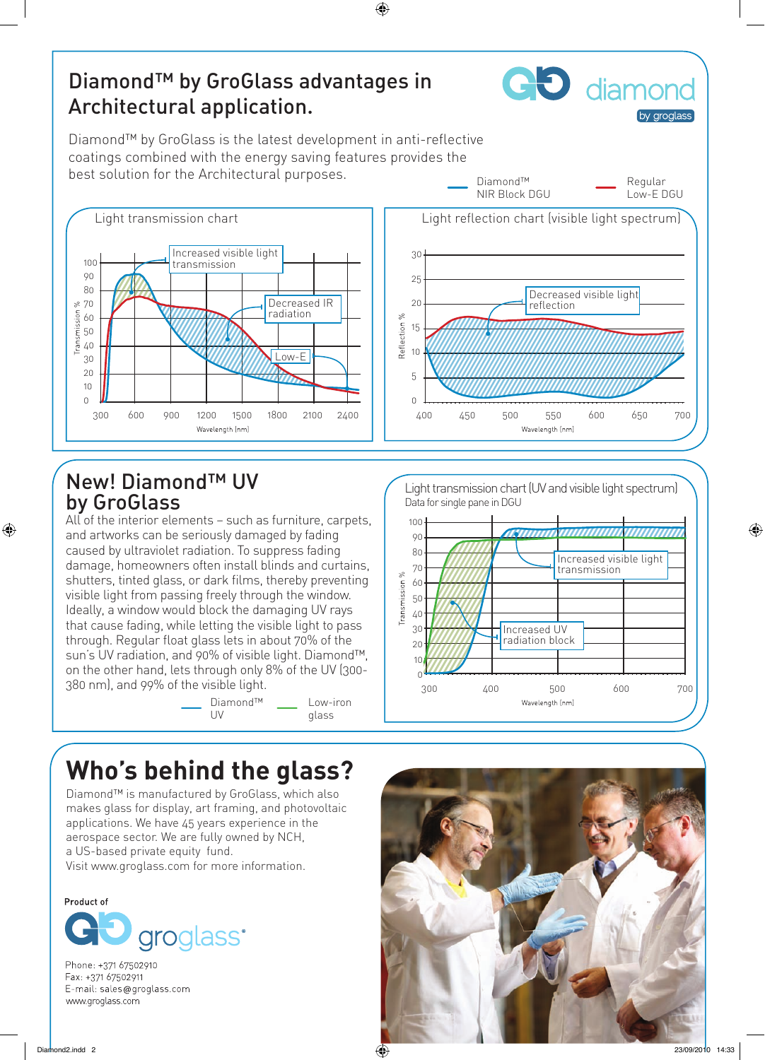# Diamond™ by GroGlass advantages in Architectural application.

diamond
by groglass

Diamond™ by GroGlass is the latest development in anti-reflective coatings combined with the energy saving features provides the best solution for the Architectural purposes.

Diamond™ NIR Block DGU
Regular Low-E DGU

Light transmission chart

Increased visible light transmission
Decreased IR radiation
Low-E
Transmission %
100 90 80 70 60 50 40 30 20 10 0
300 600 900 1200 1500 1800 2100 2400
Wavelength (nm)

Light reflection chart (visible light spectrum)

Decreased visible light reflection
Reflection %
30 25 20 15 10 5 0
400 450 500 550 600 650 700
Wavelength (nm)

## New! Diamond™ UV by GroGlass

All of the interior elements – such as furniture, carpets, and artworks can be seriously damaged by fading caused by ultraviolet radiation. To suppress fading damage, homeowners often install blinds and curtains, shutters, tinted glass, or dark films, thereby preventing visible light from passing freely through the window. Ideally, a window would block the damaging UV rays that cause fading, while letting the visible light to pass through. Regular float glass lets in about 70% of the sun's UV radiation, and 90% of visible light. Diamond™, on the other hand, lets through only 8% of the UV (300-380 nm), and 99% of the visible light.

Diamond™ UV
Low-iron glass

Light transmission chart (UV and visible light spectrum)
Data for single pane in DGU

Increased visible light transmission
Increased UV radiation block
Transmission %
100 90 80 70 60 50 40 30 20 10 0
300 400 500 600 700
Wavelength (nm)

# Who's behind the glass?

Diamond™ is manufactured by GroGlass, which also makes glass for display, art framing, and photovoltaic applications. We have 45 years experience in the aerospace sector. We are fully owned by NCH, a US-based private equity fund.
Visit www.groglass.com for more information.

Product of
groglass

Phone: +371 67502910
Fax: +371 67502911
E-mail: sales@groglass.com
www.groglass.com